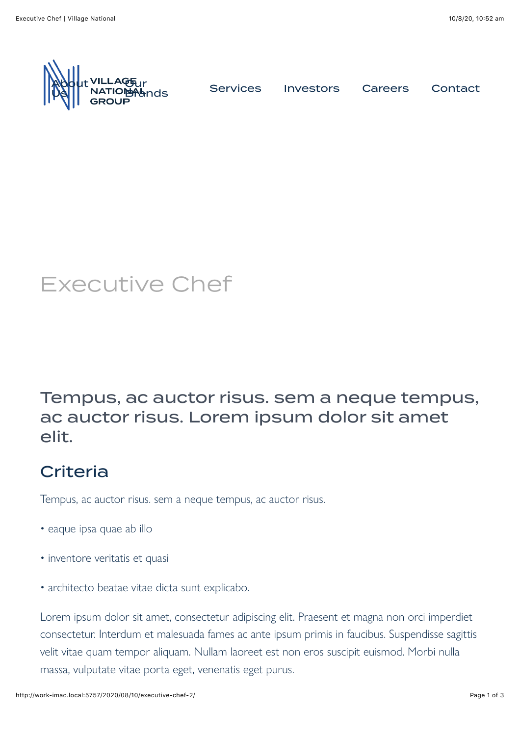About Us | VILLAGE NATIONAL GROUP | Our Brands | Services | Investors | Careers | Contact

# Executive Chef

## Tempus, ac auctor risus. sem a neque tempus, ac auctor risus. Lorem ipsum dolor sit amet elit.

## Criteria

Tempus, ac auctor risus. sem a neque tempus, ac auctor risus.

- eaque ipsa quae ab illo
- inventore veritatis et quasi
- architecto beatae vitae dicta sunt explicabo.

Lorem ipsum dolor sit amet, consectetur adipiscing elit. Praesent et magna non orci imperdiet consectetur. Interdum et malesuada fames ac ante ipsum primis in faucibus. Suspendisse sagittis velit vitae quam tempor aliquam. Nullam laoreet est non eros suscipit euismod. Morbi nulla massa, vulputate vitae porta eget, venenatis eget purus.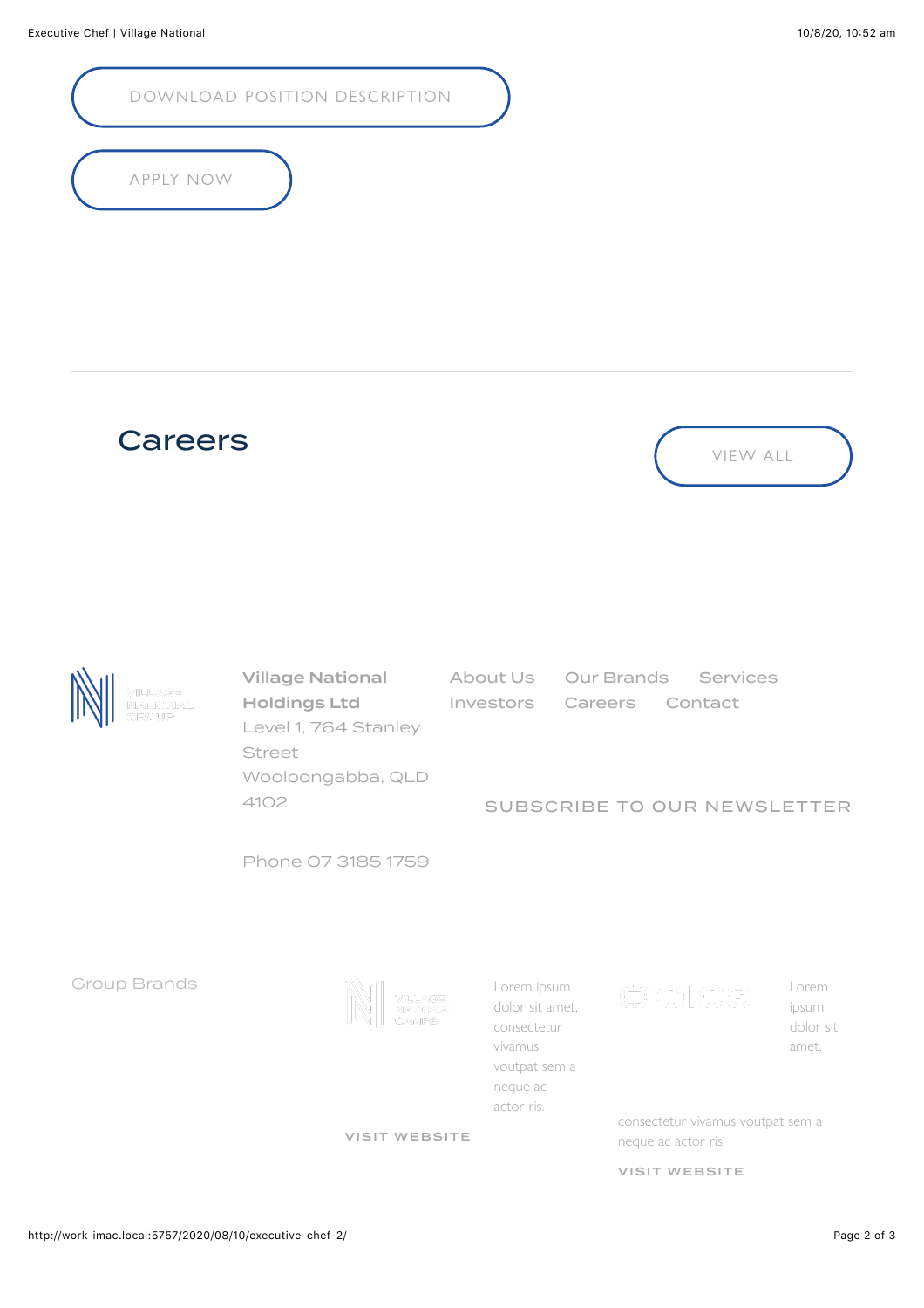DOWNLOAD POSITION DESCRIPTION

APPLY NOW

---

## Careers

VIEW ALL

**Village National Holdings Ltd**
Level 1, 764 Stanley Street
Wooloongabba, QLD 4102

Phone 07 3185 1759

About Us
Our Brands
Services
Investors
Careers
Contact

SUBSCRIBE TO OUR NEWSLETTER

Group Brands

Lorem ipsum dolor sit amet, consectetur vivamus voutpat sem a neque ac actor ris.

VISIT WEBSITE

Lorem ipsum dolor sit amet, consectetur vivamus voutpat sem a neque ac actor ris.

VISIT WEBSITE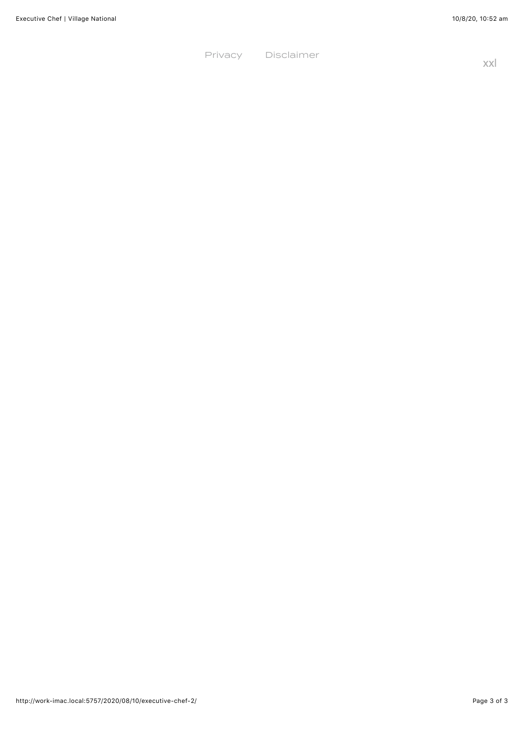Privacy Disclaimer

xxl